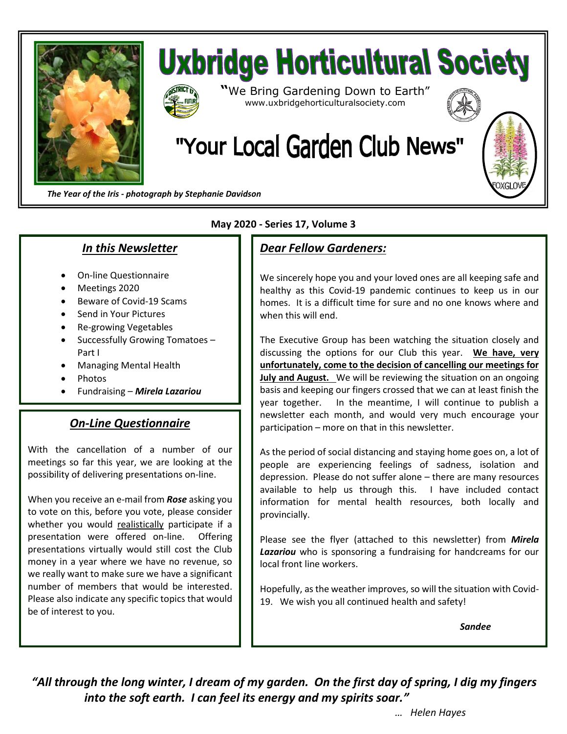# Uxbridge Horticultural Society

"We Bring Gardening Down to Earth"
www.uxbridgehorticulturalsociety.com

## "Your Local Garden Club News"

FOXGLOVE

*The Year of the Iris - photograph by Stephanie Davidson*

**May 2020 - Series 17, Volume 3**

### *In this Newsletter*

- On-line Questionnaire
- Meetings 2020
- Beware of Covid-19 Scams
- Send in Your Pictures
- Re-growing Vegetables
- Successfully Growing Tomatoes – Part I
- Managing Mental Health
- Photos
- Fundraising – ***Mirela Lazariou***

### *On-Line Questionnaire*

With the cancellation of a number of our meetings so far this year, we are looking at the possibility of delivering presentations on-line.

When you receive an e-mail from ***Rose*** asking you to vote on this, before you vote, please consider whether you would realistically participate if a presentation were offered on-line. Offering presentations virtually would still cost the Club money in a year where we have no revenue, so we really want to make sure we have a significant number of members that would be interested. Please also indicate any specific topics that would be of interest to you.

### *Dear Fellow Gardeners:*

We sincerely hope you and your loved ones are all keeping safe and healthy as this Covid-19 pandemic continues to keep us in our homes. It is a difficult time for sure and no one knows where and when this will end.

The Executive Group has been watching the situation closely and discussing the options for our Club this year. **We have, very unfortunately, come to the decision of cancelling our meetings for July and August.** We will be reviewing the situation on an ongoing basis and keeping our fingers crossed that we can at least finish the year together. In the meantime, I will continue to publish a newsletter each month, and would very much encourage your participation – more on that in this newsletter.

As the period of social distancing and staying home goes on, a lot of people are experiencing feelings of sadness, isolation and depression. Please do not suffer alone – there are many resources available to help us through this. I have included contact information for mental health resources, both locally and provincially.

Please see the flyer (attached to this newsletter) from ***Mirela Lazariou*** who is sponsoring a fundraising for handcreams for our local front line workers.

Hopefully, as the weather improves, so will the situation with Covid-19. We wish you all continued health and safety!

***Sandee***

***"All through the long winter, I dream of my garden. On the first day of spring, I dig my fingers into the soft earth. I can feel its energy and my spirits soar."***

*… Helen Hayes*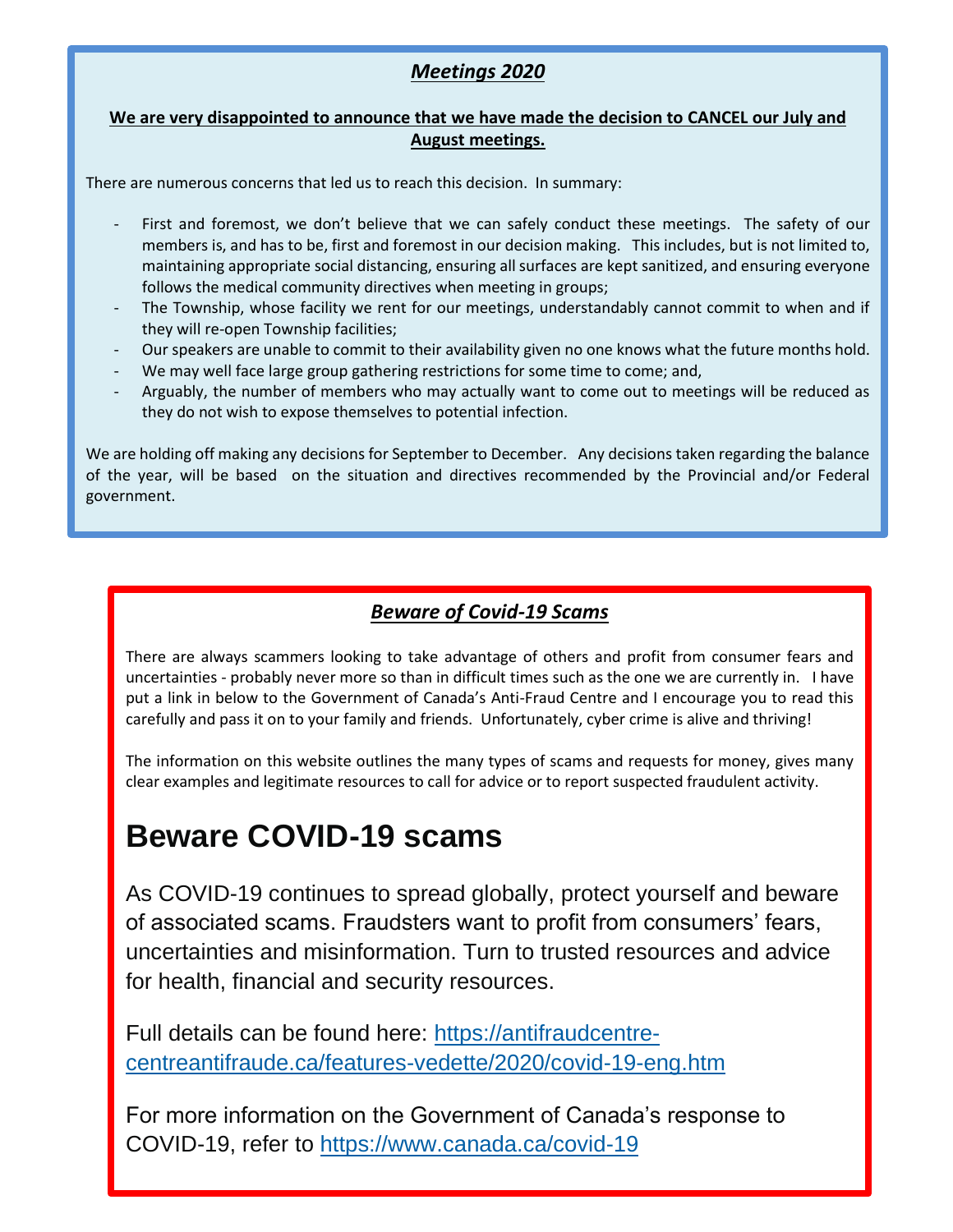## *Meetings 2020*

**We are very disappointed to announce that we have made the decision to CANCEL our July and August meetings.**

There are numerous concerns that led us to reach this decision. In summary:

- First and foremost, we don't believe that we can safely conduct these meetings. The safety of our members is, and has to be, first and foremost in our decision making. This includes, but is not limited to, maintaining appropriate social distancing, ensuring all surfaces are kept sanitized, and ensuring everyone follows the medical community directives when meeting in groups;
- The Township, whose facility we rent for our meetings, understandably cannot commit to when and if they will re-open Township facilities;
- Our speakers are unable to commit to their availability given no one knows what the future months hold.
- We may well face large group gathering restrictions for some time to come; and,
- Arguably, the number of members who may actually want to come out to meetings will be reduced as they do not wish to expose themselves to potential infection.

We are holding off making any decisions for September to December. Any decisions taken regarding the balance of the year, will be based on the situation and directives recommended by the Provincial and/or Federal government.

## *Beware of Covid-19 Scams*

There are always scammers looking to take advantage of others and profit from consumer fears and uncertainties - probably never more so than in difficult times such as the one we are currently in. I have put a link in below to the Government of Canada's Anti-Fraud Centre and I encourage you to read this carefully and pass it on to your family and friends. Unfortunately, cyber crime is alive and thriving!

The information on this website outlines the many types of scams and requests for money, gives many clear examples and legitimate resources to call for advice or to report suspected fraudulent activity.

# Beware COVID-19 scams

As COVID-19 continues to spread globally, protect yourself and beware of associated scams. Fraudsters want to profit from consumers' fears, uncertainties and misinformation. Turn to trusted resources and advice for health, financial and security resources.

Full details can be found here: https://antifraudcentre-centreantifraude.ca/features-vedette/2020/covid-19-eng.htm

For more information on the Government of Canada's response to COVID-19, refer to https://www.canada.ca/covid-19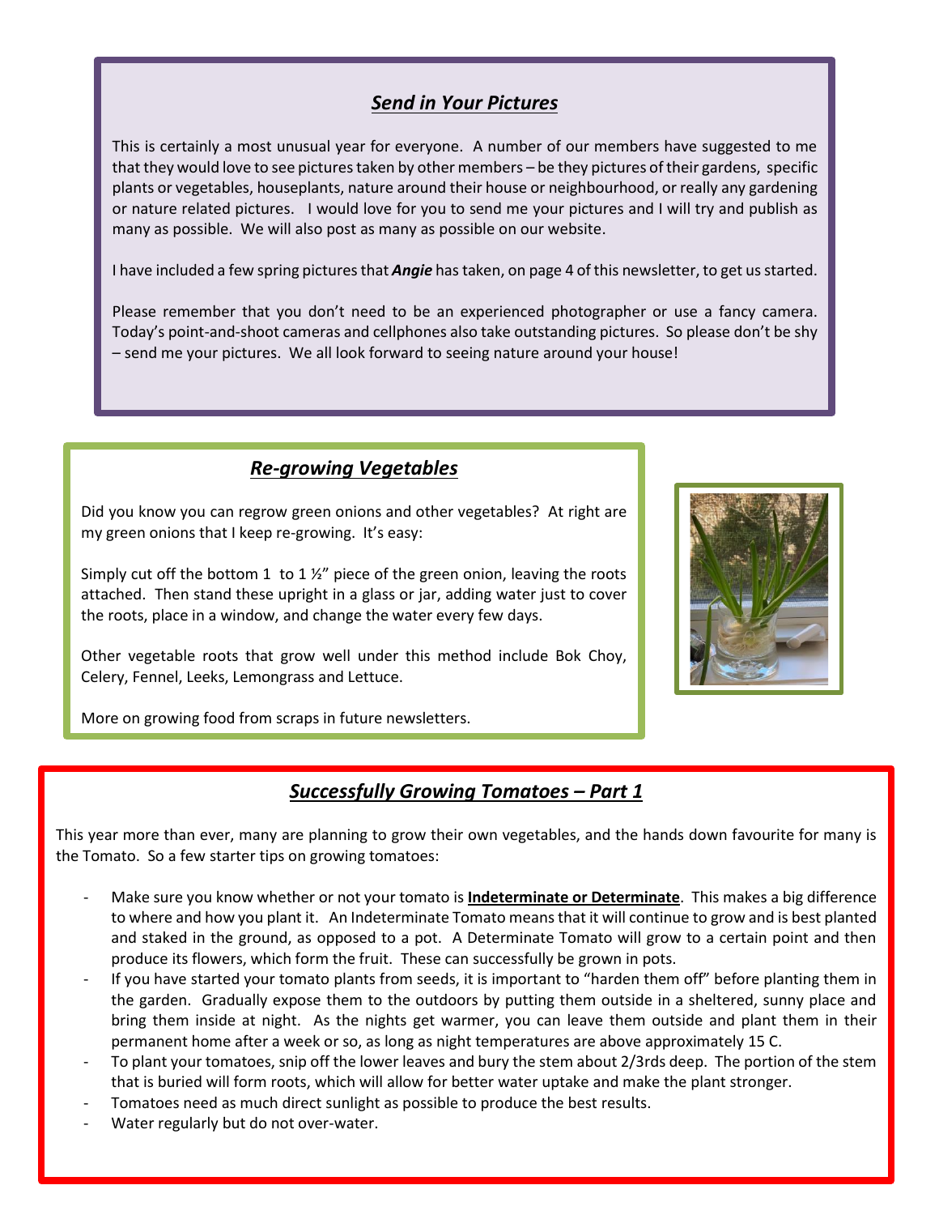## ***Send in Your Pictures***

This is certainly a most unusual year for everyone. A number of our members have suggested to me that they would love to see pictures taken by other members – be they pictures of their gardens, specific plants or vegetables, houseplants, nature around their house or neighbourhood, or really any gardening or nature related pictures. I would love for you to send me your pictures and I will try and publish as many as possible. We will also post as many as possible on our website.

I have included a few spring pictures that ***Angie*** has taken, on page 4 of this newsletter, to get us started.

Please remember that you don't need to be an experienced photographer or use a fancy camera. Today's point-and-shoot cameras and cellphones also take outstanding pictures. So please don't be shy – send me your pictures. We all look forward to seeing nature around your house!

## ***Re-growing Vegetables***

Did you know you can regrow green onions and other vegetables? At right are my green onions that I keep re-growing. It's easy:

Simply cut off the bottom 1 to 1 ½" piece of the green onion, leaving the roots attached. Then stand these upright in a glass or jar, adding water just to cover the roots, place in a window, and change the water every few days.

Other vegetable roots that grow well under this method include Bok Choy, Celery, Fennel, Leeks, Lemongrass and Lettuce.

More on growing food from scraps in future newsletters.

## ***Successfully Growing Tomatoes – Part 1***

This year more than ever, many are planning to grow their own vegetables, and the hands down favourite for many is the Tomato. So a few starter tips on growing tomatoes:

- Make sure you know whether or not your tomato is **Indeterminate or Determinate**. This makes a big difference to where and how you plant it. An Indeterminate Tomato means that it will continue to grow and is best planted and staked in the ground, as opposed to a pot. A Determinate Tomato will grow to a certain point and then produce its flowers, which form the fruit. These can successfully be grown in pots.
- If you have started your tomato plants from seeds, it is important to "harden them off" before planting them in the garden. Gradually expose them to the outdoors by putting them outside in a sheltered, sunny place and bring them inside at night. As the nights get warmer, you can leave them outside and plant them in their permanent home after a week or so, as long as night temperatures are above approximately 15 C.
- To plant your tomatoes, snip off the lower leaves and bury the stem about 2/3rds deep. The portion of the stem that is buried will form roots, which will allow for better water uptake and make the plant stronger.
- Tomatoes need as much direct sunlight as possible to produce the best results.
- Water regularly but do not over-water.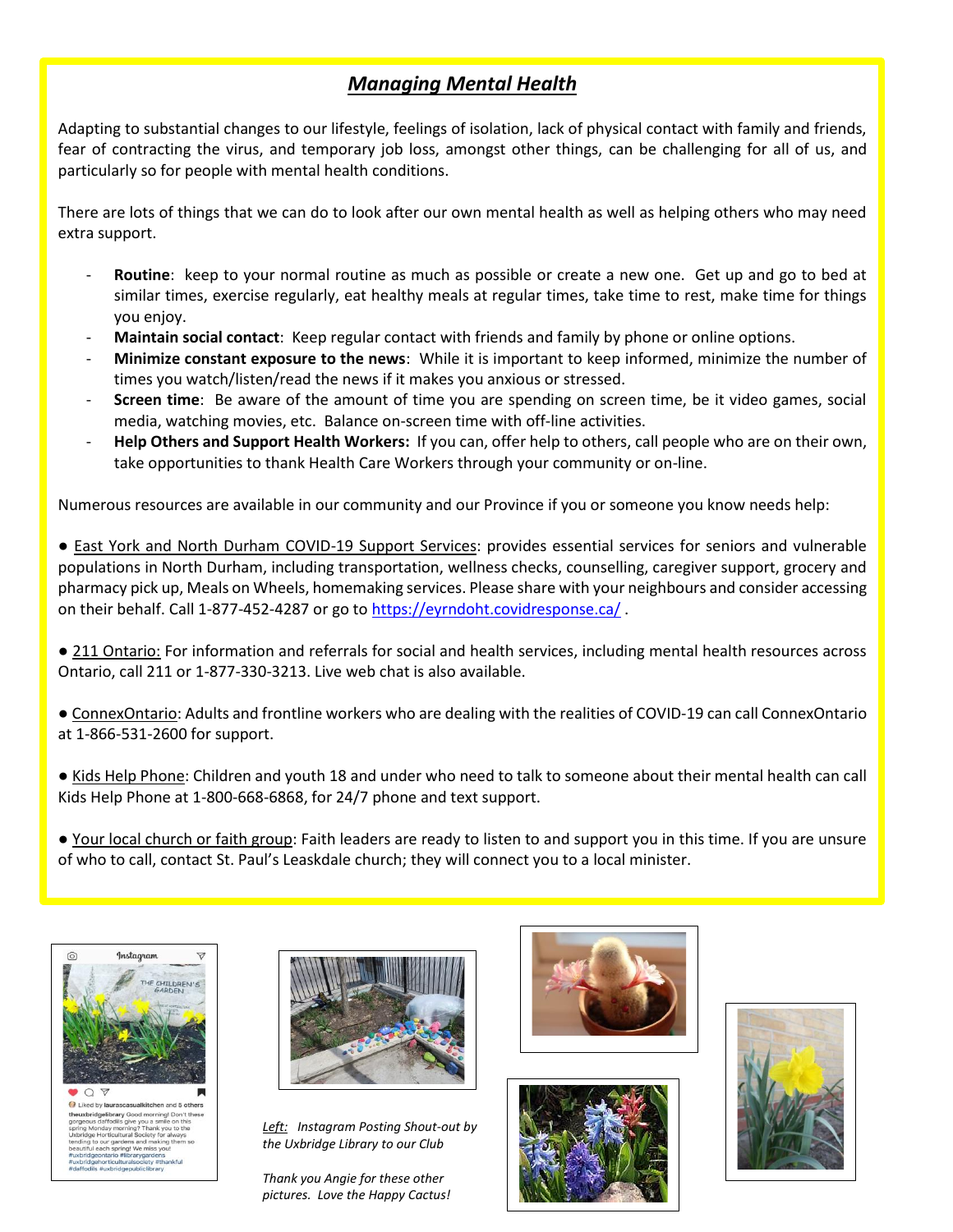## ***Managing Mental Health***

Adapting to substantial changes to our lifestyle, feelings of isolation, lack of physical contact with family and friends, fear of contracting the virus, and temporary job loss, amongst other things, can be challenging for all of us, and particularly so for people with mental health conditions.

There are lots of things that we can do to look after our own mental health as well as helping others who may need extra support.

- **Routine**: keep to your normal routine as much as possible or create a new one. Get up and go to bed at similar times, exercise regularly, eat healthy meals at regular times, take time to rest, make time for things you enjoy.
- **Maintain social contact**: Keep regular contact with friends and family by phone or online options.
- **Minimize constant exposure to the news**: While it is important to keep informed, minimize the number of times you watch/listen/read the news if it makes you anxious or stressed.
- **Screen time**: Be aware of the amount of time you are spending on screen time, be it video games, social media, watching movies, etc. Balance on-screen time with off-line activities.
- **Help Others and Support Health Workers:** If you can, offer help to others, call people who are on their own, take opportunities to thank Health Care Workers through your community or on-line.

Numerous resources are available in our community and our Province if you or someone you know needs help:

● East York and North Durham COVID-19 Support Services: provides essential services for seniors and vulnerable populations in North Durham, including transportation, wellness checks, counselling, caregiver support, grocery and pharmacy pick up, Meals on Wheels, homemaking services. Please share with your neighbours and consider accessing on their behalf. Call 1-877-452-4287 or go to https://eyrndoht.covidresponse.ca/ .

● 211 Ontario: For information and referrals for social and health services, including mental health resources across Ontario, call 211 or 1-877-330-3213. Live web chat is also available.

● ConnexOntario: Adults and frontline workers who are dealing with the realities of COVID-19 can call ConnexOntario at 1-866-531-2600 for support.

● Kids Help Phone: Children and youth 18 and under who need to talk to someone about their mental health can call Kids Help Phone at 1-800-668-6868, for 24/7 phone and text support.

● Your local church or faith group: Faith leaders are ready to listen to and support you in this time. If you are unsure of who to call, contact St. Paul's Leaskdale church; they will connect you to a local minister.

*Left: Instagram Posting Shout-out by the Uxbridge Library to our Club*

*Thank you Angie for these other pictures. Love the Happy Cactus!*